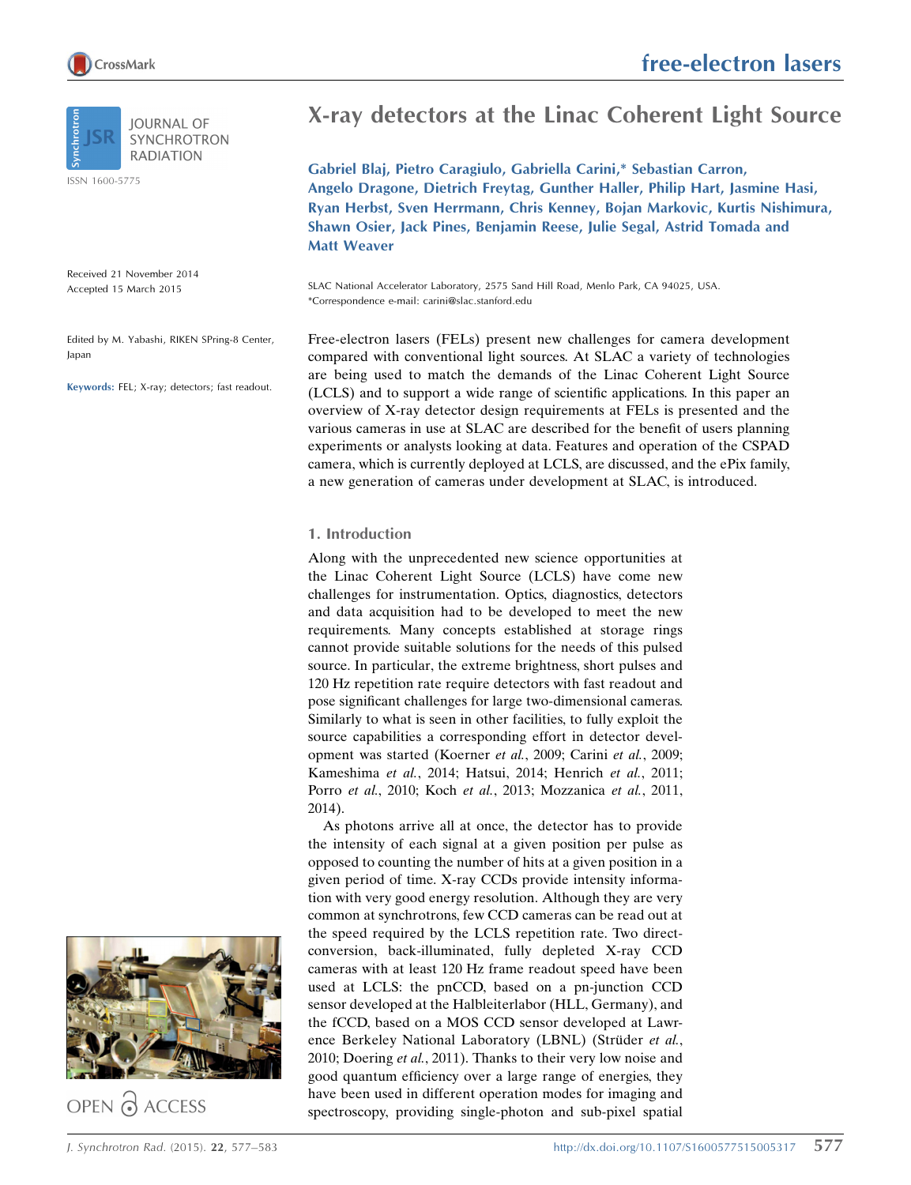# X-ray detectors at the Linac Coherent Light Source

**Gabriel Blaj, Pietro Caragiulo, Gabriella Carini,* Sebastian Carron, Angelo Dragone, Dietrich Freytag, Gunther Haller, Philip Hart, Jasmine Hasi, Ryan Herbst, Sven Herrmann, Chris Kenney, Bojan Markovic, Kurtis Nishimura, Shawn Osier, Jack Pines, Benjamin Reese, Julie Segal, Astrid Tomada and Matt Weaver**

SLAC National Accelerator Laboratory, 2575 Sand Hill Road, Menlo Park, CA 94025, USA. *Correspondence e-mail: carini@slac.stanford.edu

Received 21 November 2014
Accepted 15 March 2015

Edited by M. Yabashi, RIKEN SPring-8 Center, Japan

**Keywords:** FEL; X-ray; detectors; fast readout.

Free-electron lasers (FELs) present new challenges for camera development compared with conventional light sources. At SLAC a variety of technologies are being used to match the demands of the Linac Coherent Light Source (LCLS) and to support a wide range of scientific applications. In this paper an overview of X-ray detector design requirements at FELs is presented and the various cameras in use at SLAC are described for the benefit of users planning experiments or analysts looking at data. Features and operation of the CSPAD camera, which is currently deployed at LCLS, are discussed, and the ePix family, a new generation of cameras under development at SLAC, is introduced.

## 1. Introduction

Along with the unprecedented new science opportunities at the Linac Coherent Light Source (LCLS) have come new challenges for instrumentation. Optics, diagnostics, detectors and data acquisition had to be developed to meet the new requirements. Many concepts established at storage rings cannot provide suitable solutions for the needs of this pulsed source. In particular, the extreme brightness, short pulses and 120 Hz repetition rate require detectors with fast readout and pose significant challenges for large two-dimensional cameras. Similarly to what is seen in other facilities, to fully exploit the source capabilities a corresponding effort in detector development was started (Koerner *et al.*, 2009; Carini *et al.*, 2009; Kameshima *et al.*, 2014; Hatsui, 2014; Henrich *et al.*, 2011; Porro *et al.*, 2010; Koch *et al.*, 2013; Mozzanica *et al.*, 2011, 2014).

As photons arrive all at once, the detector has to provide the intensity of each signal at a given position per pulse as opposed to counting the number of hits at a given position in a given period of time. X-ray CCDs provide intensity information with very good energy resolution. Although they are very common at synchrotrons, few CCD cameras can be read out at the speed required by the LCLS repetition rate. Two direct-conversion, back-illuminated, fully depleted X-ray CCD cameras with at least 120 Hz frame readout speed have been used at LCLS: the pnCCD, based on a pn-junction CCD sensor developed at the Halbleiterlabor (HLL, Germany), and the fCCD, based on a MOS CCD sensor developed at Lawrence Berkeley National Laboratory (LBNL) (Strüder *et al.*, 2010; Doering *et al.*, 2011). Thanks to their very low noise and good quantum efficiency over a large range of energies, they have been used in different operation modes for imaging and spectroscopy, providing single-photon and sub-pixel spatial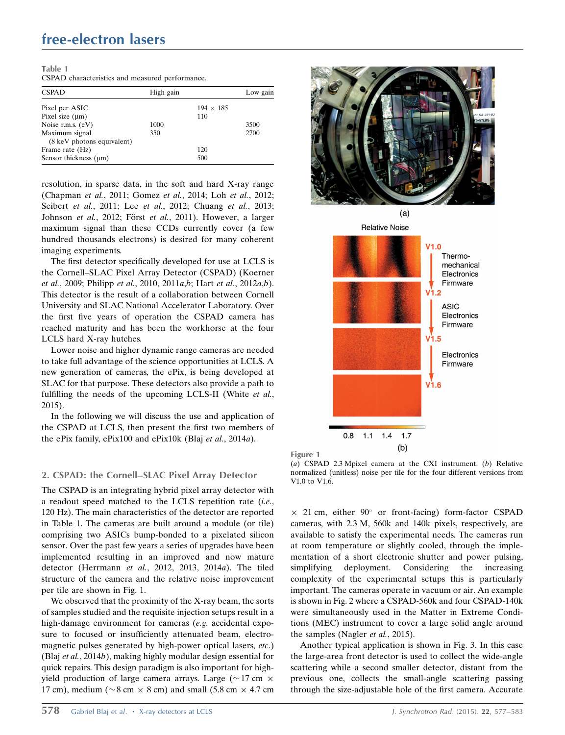Table 1
CSPAD characteristics and measured performance.

| CSPAD | High gain | | Low gain |
|---|---|---|---|
| Pixel per ASIC | | 194 × 185 | |
| Pixel size (µm) | | 110 | |
| Noise r.m.s. (eV) | 1000 | | 3500 |
| Maximum signal (8 keV photons equivalent) | 350 | | 2700 |
| Frame rate (Hz) | | 120 | |
| Sensor thickness (µm) | | 500 | |

resolution, in sparse data, in the soft and hard X-ray range (Chapman *et al.*, 2011; Gomez *et al.*, 2014; Loh *et al.*, 2012; Seibert *et al.*, 2011; Lee *et al.*, 2012; Chuang *et al.*, 2013; Johnson *et al.*, 2012; Förster *et al.*, 2011). However, a larger maximum signal than these CCDs currently cover (a few hundred thousands electrons) is desired for many coherent imaging experiments.

The first detector specifically developed for use at LCLS is the Cornell–SLAC Pixel Array Detector (CSPAD) (Koerner *et al.*, 2009; Philipp *et al.*, 2010, 2011*a*,*b*; Hart *et al.*, 2012*a*,*b*). This detector is the result of a collaboration between Cornell University and SLAC National Accelerator Laboratory. Over the first five years of operation the CSPAD camera has reached maturity and has been the workhorse at the four LCLS hard X-ray hutches.

Lower noise and higher dynamic range cameras are needed to take full advantage of the science opportunities at LCLS. A new generation of cameras, the ePix, is being developed at SLAC for that purpose. These detectors also provide a path to fulfilling the needs of the upcoming LCLS-II (White *et al.*, 2015).

In the following we will discuss the use and application of the CSPAD at LCLS, then present the first two members of the ePix family, ePix100 and ePix10k (Blaj *et al.*, 2014*a*).

## 2. CSPAD: the Cornell–SLAC Pixel Array Detector

The CSPAD is an integrating hybrid pixel array detector with a readout speed matched to the LCLS repetition rate (*i.e.*, 120 Hz). The main characteristics of the detector are reported in Table 1. The cameras are built around a module (or tile) comprising two ASICs bump-bonded to a pixelated silicon sensor. Over the past few years a series of upgrades have been implemented resulting in an improved and now mature detector (Herrmann *et al.*, 2012, 2013, 2014*a*). The tiled structure of the camera and the relative noise improvement per tile are shown in Fig. 1.

We observed that the proximity of the X-ray beam, the sorts of samples studied and the requisite injection setups result in a high-damage environment for cameras (*e.g.* accidental exposure to focused or insufficiently attenuated beam, electromagnetic pulses generated by high-power optical lasers, *etc.*) (Blaj *et al.*, 2014*b*), making highly modular design essential for quick repairs. This design paradigm is also important for high-yield production of large camera arrays. Large (~17 cm × 17 cm), medium (~8 cm × 8 cm) and small (5.8 cm × 4.7 cm × 21 cm, either 90° or front-facing) form-factor CSPAD cameras, with 2.3 M, 560k and 140k pixels, respectively, are available to satisfy the experimental needs. The cameras run at room temperature or slightly cooled, through the implementation of a short electronic shutter and power pulsing, simplifying deployment. Considering the increasing complexity of the experimental setups this is particularly important. The cameras operate in vacuum or air. An example is shown in Fig. 2 where a CSPAD-560k and four CSPAD-140k were simultaneously used in the Matter in Extreme Conditions (MEC) instrument to cover a large solid angle around the samples (Nagler *et al.*, 2015).

Figure 1
(*a*) CSPAD 2.3 Mpixel camera at the CXI instrument. (*b*) Relative normalized (unitless) noise per tile for the four different versions from V1.0 to V1.6.

Another typical application is shown in Fig. 3. In this case the large-area front detector is used to collect the wide-angle scattering while a second smaller detector, distant from the previous one, collects the small-angle scattering passing through the size-adjustable hole of the first camera. Accurate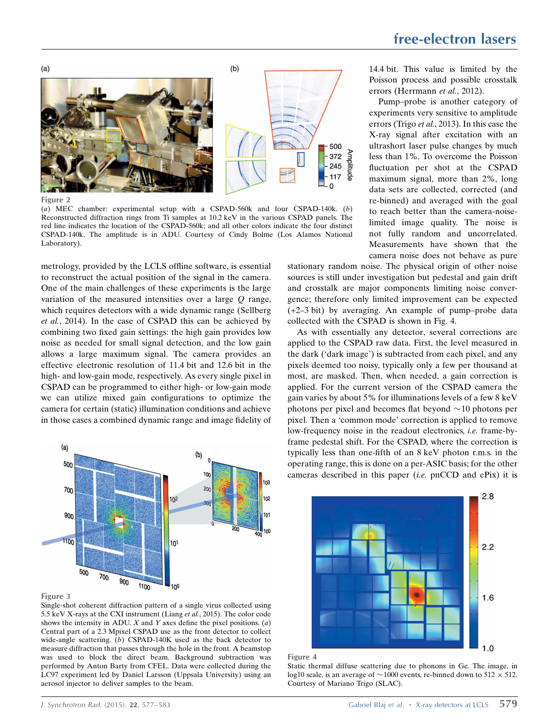**Figure 2**
(*a*) MEC chamber: experimental setup with a CSPAD-560k and four CSPAD-140k. (*b*) Reconstructed diffraction rings from Ti samples at 10.2 keV in the various CSPAD panels. The red line indicates the location of the CSPAD-560k; and all other colors indicate the four distinct CSPAD-140k. The amplitude is in ADU. Courtesy of Cindy Bolme (Los Alamos National Laboratory).

metrology, provided by the LCLS offline software, is essential to reconstruct the actual position of the signal in the camera. One of the main challenges of these experiments is the large variation of the measured intensities over a large $Q$ range, which requires detectors with a wide dynamic range (Sellberg *et al.*, 2014). In the case of CSPAD this can be achieved by combining two fixed gain settings: the high gain provides low noise as needed for small signal detection, and the low gain allows a large maximum signal. The camera provides an effective electronic resolution of 11.4 bit and 12.6 bit in the high- and low-gain mode, respectively. As every single pixel in CSPAD can be programmed to either high- or low-gain mode we can utilize mixed gain configurations to optimize the camera for certain (static) illumination conditions and achieve in those cases a combined dynamic range and image fidelity of 14.4 bit. This value is limited by the Poisson process and possible crosstalk errors (Herrmann *et al.*, 2012).

Pump–probe is another category of experiments very sensitive to amplitude errors (Trigo *et al.*, 2013). In this case the X-ray signal after excitation with an ultrashort laser pulse changes by much less than 1%. To overcome the Poisson fluctuation per shot at the CSPAD maximum signal, more than 2%, long data sets are collected, corrected (and re-binned) and averaged with the goal to reach better than the camera-noise-limited image quality. The noise is not fully random and uncorrelated. Measurements have shown that the camera noise does not behave as pure stationary random noise. The physical origin of other noise sources is still under investigation but pedestal and gain drift and crosstalk are major components limiting noise convergence; therefore only limited improvement can be expected (+2–3 bit) by averaging. An example of pump–probe data collected with the CSPAD is shown in Fig. 4.

As with essentially any detector, several corrections are applied to the CSPAD raw data. First, the level measured in the dark ('dark image') is subtracted from each pixel, and any pixels deemed too noisy, typically only a few per thousand at most, are masked. Then, when needed, a gain correction is applied. For the current version of the CSPAD camera the gain varies by about 5% for illuminations levels of a few 8 keV photons per pixel and becomes flat beyond ~10 photons per pixel. Then a 'common mode' correction is applied to remove low-frequency noise in the readout electronics, *i.e.* frame-by-frame pedestal shift. For the CSPAD, where the correction is typically less than one-fifth of an 8 keV photon r.m.s. in the operating range, this is done on a per-ASIC basis; for the other cameras described in this paper (*i.e.* pnCCD and ePix) it is

**Figure 3**
Single-shot coherent diffraction pattern of a single virus collected using 5.5 keV X-rays at the CXI instrument (Liang *et al.*, 2015). The color code shows the intensity in ADU. $X$ and $Y$ axes define the pixel positions. (*a*) Central part of a 2.3 Mpixel CSPAD use as the front detector to collect wide-angle scattering. (*b*) CSPAD-140K used as the back detector to measure diffraction that passes through the hole in the front. A beamstop was used to block the direct beam. Background subtraction was performed by Anton Barty from CFEL. Data were collected during the LC97 experiment led by Daniel Larsson (Uppsala University) using an aerosol injector to deliver samples to the beam.

**Figure 4**
Static thermal diffuse scattering due to phonons in Ge. The image, in log10 scale, is an average of ~1000 events, re-binned down to 512 × 512. Courtesy of Mariano Trigo (SLAC).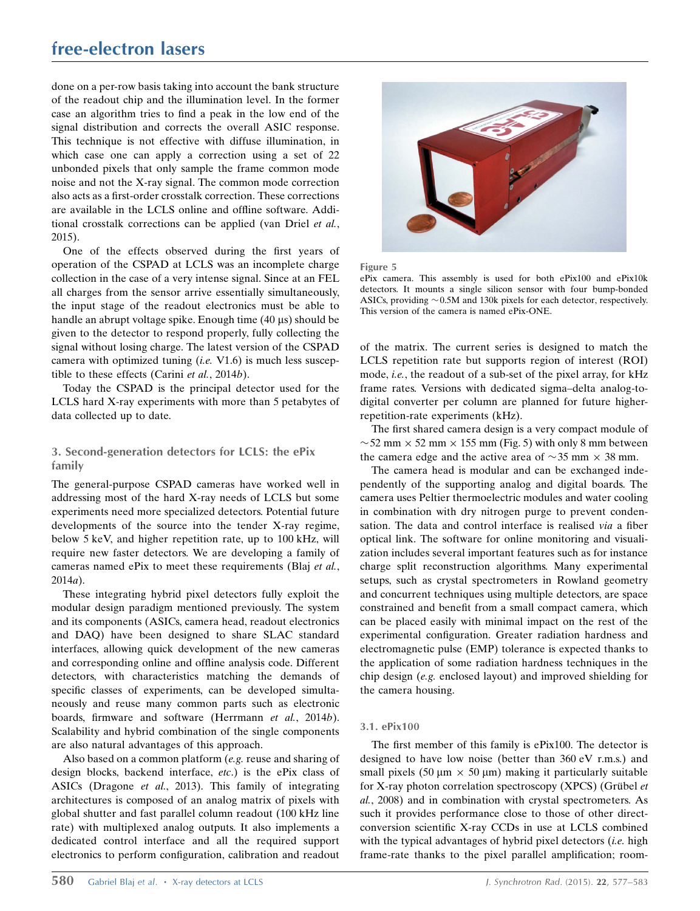done on a per-row basis taking into account the bank structure of the readout chip and the illumination level. In the former case an algorithm tries to find a peak in the low end of the signal distribution and corrects the overall ASIC response. This technique is not effective with diffuse illumination, in which case one can apply a correction using a set of 22 unbonded pixels that only sample the frame common mode noise and not the X-ray signal. The common mode correction also acts as a first-order crosstalk correction. These corrections are available in the LCLS online and offline software. Additional crosstalk corrections can be applied (van Driel *et al.*, 2015).

One of the effects observed during the first years of operation of the CSPAD at LCLS was an incomplete charge collection in the case of a very intense signal. Since at an FEL all charges from the sensor arrive essentially simultaneously, the input stage of the readout electronics must be able to handle an abrupt voltage spike. Enough time (40 µs) should be given to the detector to respond properly, fully collecting the signal without losing charge. The latest version of the CSPAD camera with optimized tuning (*i.e.* V1.6) is much less susceptible to these effects (Carini *et al.*, 2014*b*).

Today the CSPAD is the principal detector used for the LCLS hard X-ray experiments with more than 5 petabytes of data collected up to date.

## 3. Second-generation detectors for LCLS: the ePix family

The general-purpose CSPAD cameras have worked well in addressing most of the hard X-ray needs of LCLS but some experiments need more specialized detectors. Potential future developments of the source into the tender X-ray regime, below 5 keV, and higher repetition rate, up to 100 kHz, will require new faster detectors. We are developing a family of cameras named ePix to meet these requirements (Blaj *et al.*, 2014*a*).

These integrating hybrid pixel detectors fully exploit the modular design paradigm mentioned previously. The system and its components (ASICs, camera head, readout electronics and DAQ) have been designed to share SLAC standard interfaces, allowing quick development of the new cameras and corresponding online and offline analysis code. Different detectors, with characteristics matching the demands of specific classes of experiments, can be developed simultaneously and reuse many common parts such as electronic boards, firmware and software (Herrmann *et al.*, 2014*b*). Scalability and hybrid combination of the single components are also natural advantages of this approach.

Also based on a common platform (*e.g.* reuse and sharing of design blocks, backend interface, *etc.*) is the ePix class of ASICs (Dragone *et al.*, 2013). This family of integrating architectures is composed of an analog matrix of pixels with global shutter and fast parallel column readout (100 kHz line rate) with multiplexed analog outputs. It also implements a dedicated control interface and all the required support electronics to perform configuration, calibration and readout of the matrix. The current series is designed to match the LCLS repetition rate but supports region of interest (ROI) mode, *i.e.*, the readout of a sub-set of the pixel array, for kHz frame rates. Versions with dedicated sigma–delta analog-to-digital converter per column are planned for future higher-repetition-rate experiments (kHz).

**Figure 5**
ePix camera. This assembly is used for both ePix100 and ePix10k detectors. It mounts a single silicon sensor with four bump-bonded ASICs, providing ~0.5M and 130k pixels for each detector, respectively. This version of the camera is named ePix-ONE.

The first shared camera design is a very compact module of ~52 mm × 52 mm × 155 mm (Fig. 5) with only 8 mm between the camera edge and the active area of ~35 mm × 38 mm.

The camera head is modular and can be exchanged independently of the supporting analog and digital boards. The camera uses Peltier thermoelectric modules and water cooling in combination with dry nitrogen purge to prevent condensation. The data and control interface is realised *via* a fiber optical link. The software for online monitoring and visualization includes several important features such as for instance charge split reconstruction algorithms. Many experimental setups, such as crystal spectrometers in Rowland geometry and concurrent techniques using multiple detectors, are space constrained and benefit from a small compact camera, which can be placed easily with minimal impact on the rest of the experimental configuration. Greater radiation hardness and electromagnetic pulse (EMP) tolerance is expected thanks to the application of some radiation hardness techniques in the chip design (*e.g.* enclosed layout) and improved shielding for the camera housing.

### 3.1. ePix100

The first member of this family is ePix100. The detector is designed to have low noise (better than 360 eV r.m.s.) and small pixels (50 µm × 50 µm) making it particularly suitable for X-ray photon correlation spectroscopy (XPCS) (Grübel *et al.*, 2008) and in combination with crystal spectrometers. As such it provides performance close to those of other direct-conversion scientific X-ray CCDs in use at LCLS combined with the typical advantages of hybrid pixel detectors (*i.e.* high frame-rate thanks to the pixel parallel amplification; room-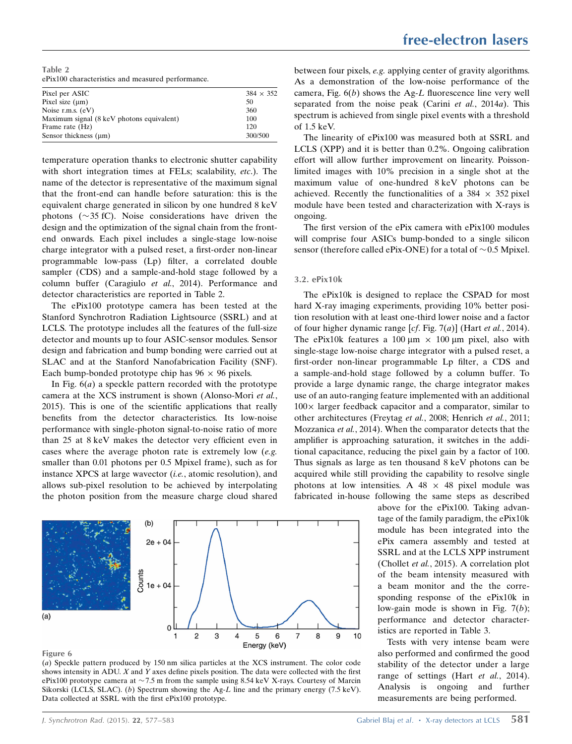Table 2
ePix100 characteristics and measured performance.

| | |
|---|---|
| Pixel per ASIC | 384 × 352 |
| Pixel size (μm) | 50 |
| Noise r.m.s. (eV) | 360 |
| Maximum signal (8 keV photons equivalent) | 100 |
| Frame rate (Hz) | 120 |
| Sensor thickness (μm) | 300/500 |

temperature operation thanks to electronic shutter capability with short integration times at FELs; scalability, *etc.*). The name of the detector is representative of the maximum signal that the front-end can handle before saturation: this is the equivalent charge generated in silicon by one hundred 8 keV photons (~35 fC). Noise considerations have driven the design and the optimization of the signal chain from the front-end onwards. Each pixel includes a single-stage low-noise charge integrator with a pulsed reset, a first-order non-linear programmable low-pass (Lp) filter, a correlated double sampler (CDS) and a sample-and-hold stage followed by a column buffer (Caragiulo *et al.*, 2014). Performance and detector characteristics are reported in Table 2.

The ePix100 prototype camera has been tested at the Stanford Synchrotron Radiation Lightsource (SSRL) and at LCLS. The prototype includes all the features of the full-size detector and mounts up to four ASIC-sensor modules. Sensor design and fabrication and bump bonding were carried out at SLAC and at the Stanford Nanofabrication Facility (SNF). Each bump-bonded prototype chip has 96 × 96 pixels.

In Fig. 6(*a*) a speckle pattern recorded with the prototype camera at the XCS instrument is shown (Alonso-Mori *et al.*, 2015). This is one of the scientific applications that really benefits from the detector characteristics. Its low-noise performance with single-photon signal-to-noise ratio of more than 25 at 8 keV makes the detector very efficient even in cases where the average photon rate is extremely low (*e.g.* smaller than 0.01 photons per 0.5 Mpixel frame), such as for instance XPCS at large wavevector (*i.e.*, atomic resolution), and allows sub-pixel resolution to be achieved by interpolating the photon position from the measure charge cloud shared between four pixels, *e.g.* applying center of gravity algorithms. As a demonstration of the low-noise performance of the camera, Fig. 6(*b*) shows the Ag-*L* fluorescence line very well separated from the noise peak (Carini *et al.*, 2014*a*). This spectrum is achieved from single pixel events with a threshold of 1.5 keV.

The linearity of ePix100 was measured both at SSRL and LCLS (XPP) and it is better than 0.2%. Ongoing calibration effort will allow further improvement on linearity. Poisson-limited images with 10% precision in a single shot at the maximum value of one-hundred 8 keV photons can be achieved. Recently the functionalities of a 384 × 352 pixel module have been tested and characterization with X-rays is ongoing.

The first version of the ePix camera with ePix100 modules will comprise four ASICs bump-bonded to a single silicon sensor (therefore called ePix-ONE) for a total of ~0.5 Mpixel.

### 3.2. ePix10k

The ePix10k is designed to replace the CSPAD for most hard X-ray imaging experiments, providing 10% better position resolution with at least one-third lower noise and a factor of four higher dynamic range [*cf.* Fig. 7(*a*)] (Hart *et al.*, 2014). The ePix10k features a 100 μm × 100 μm pixel, also with single-stage low-noise charge integrator with a pulsed reset, a first-order non-linear programmable Lp filter, a CDS and a sample-and-hold stage followed by a column buffer. To provide a large dynamic range, the charge integrator makes use of an auto-ranging feature implemented with an additional 100× larger feedback capacitor and a comparator, similar to other architectures (Freytag *et al.*, 2008; Henrich *et al.*, 2011; Mozzanica *et al.*, 2014). When the comparator detects that the amplifier is approaching saturation, it switches in the additional capacitance, reducing the pixel gain by a factor of 100. Thus signals as large as ten thousand 8 keV photons can be acquired while still providing the capability to resolve single photons at low intensities. A 48 × 48 pixel module was fabricated in-house following the same steps as described above for the ePix100. Taking advantage of the family paradigm, the ePix10k module has been integrated into the ePix camera assembly and tested at SSRL and at the LCLS XPP instrument (Chollet *et al.*, 2015). A correlation plot of the beam intensity measured with a beam monitor and the corresponding response of the ePix10k in low-gain mode is shown in Fig. 7(*b*); performance and detector characteristics are reported in Table 3.

Tests with very intense beam were also performed and confirmed the good stability of the detector under a large range of settings (Hart *et al.*, 2014). Analysis is ongoing and further measurements are being performed.

Figure 6
(*a*) Speckle pattern produced by 150 nm silica particles at the XCS instrument. The color code shows intensity in ADU. *X* and *Y* axes define pixels position. The data were collected with the first ePix100 prototype camera at ~7.5 m from the sample using 8.54 keV X-rays. Courtesy of Marcin Sikorski (LCLS, SLAC). (*b*) Spectrum showing the Ag-*L* line and the primary energy (7.5 keV). Data collected at SSRL with the first ePix100 prototype.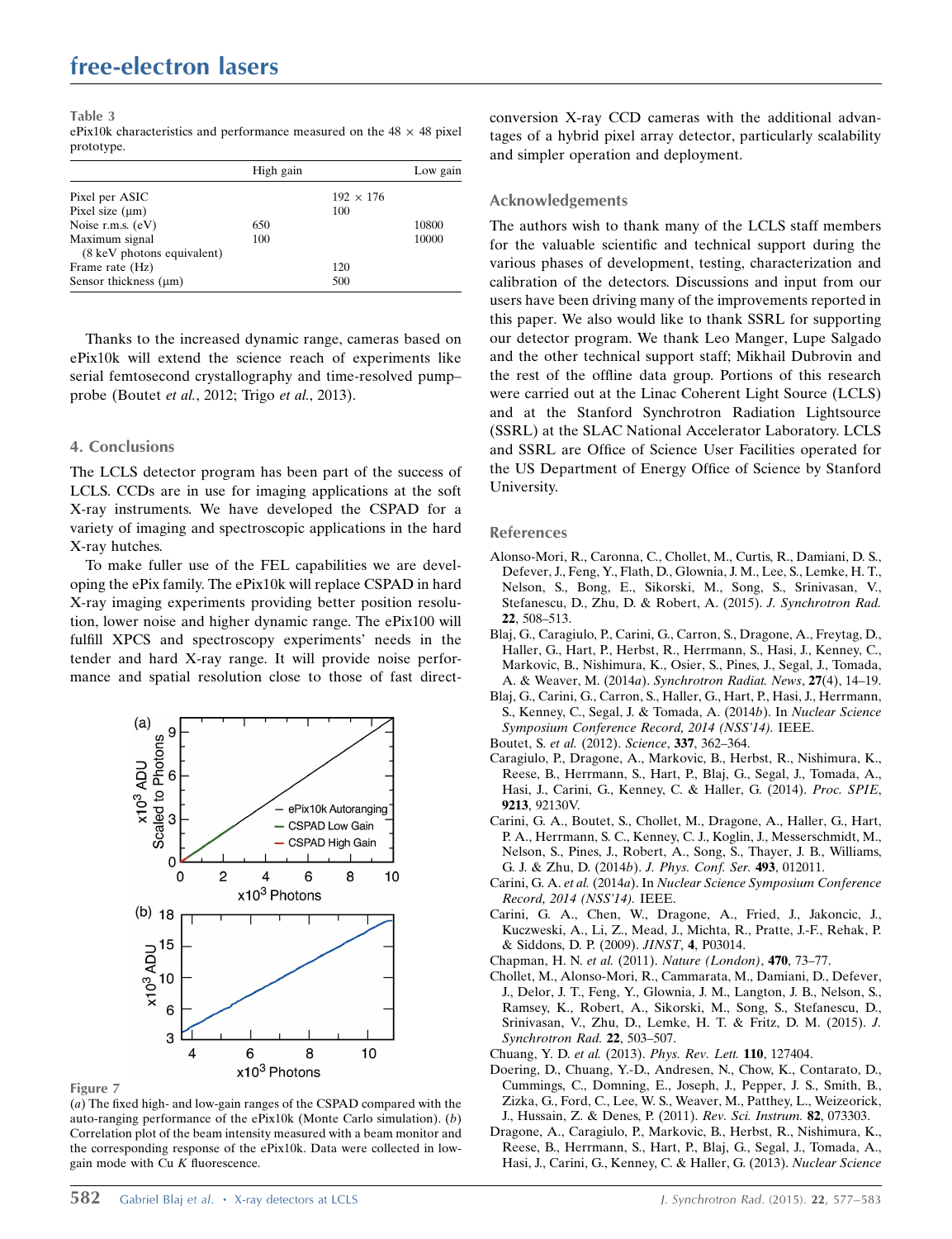**Table 3**
ePix10k characteristics and performance measured on the 48 × 48 pixel prototype.

| | High gain | | Low gain |
|---|---|---|---|
| Pixel per ASIC | | 192 × 176 | |
| Pixel size (μm) | | 100 | |
| Noise r.m.s. (eV) | 650 | | 10800 |
| Maximum signal (8 keV photons equivalent) | 100 | | 10000 |
| Frame rate (Hz) | | 120 | |
| Sensor thickness (μm) | | 500 | |

Thanks to the increased dynamic range, cameras based on ePix10k will extend the science reach of experiments like serial femtosecond crystallography and time-resolved pump–probe (Boutet *et al.*, 2012; Trigo *et al.*, 2013).

## 4. Conclusions

The LCLS detector program has been part of the success of LCLS. CCDs are in use for imaging applications at the soft X-ray instruments. We have developed the CSPAD for a variety of imaging and spectroscopic applications in the hard X-ray hutches.

To make fuller use of the FEL capabilities we are developing the ePix family. The ePix10k will replace CSPAD in hard X-ray imaging experiments providing better position resolution, lower noise and higher dynamic range. The ePix100 will fulfill XPCS and spectroscopy experiments' needs in the tender and hard X-ray range. It will provide noise performance and spatial resolution close to those of fast direct-conversion X-ray CCD cameras with the additional advantages of a hybrid pixel array detector, particularly scalability and simpler operation and deployment.

**Figure 7**
(*a*) The fixed high- and low-gain ranges of the CSPAD compared with the auto-ranging performance of the ePix10k (Monte Carlo simulation). (*b*) Correlation plot of the beam intensity measured with a beam monitor and the corresponding response of the ePix10k. Data were collected in low-gain mode with Cu *K* fluorescence.

## Acknowledgements

The authors wish to thank many of the LCLS staff members for the valuable scientific and technical support during the various phases of development, testing, characterization and calibration of the detectors. Discussions and input from our users have been driving many of the improvements reported in this paper. We also would like to thank SSRL for supporting our detector program. We thank Leo Manger, Lupe Salgado and the other technical support staff; Mikhail Dubrovin and the rest of the offline data group. Portions of this research were carried out at the Linac Coherent Light Source (LCLS) and at the Stanford Synchrotron Radiation Lightsource (SSRL) at the SLAC National Accelerator Laboratory. LCLS and SSRL are Office of Science User Facilities operated for the US Department of Energy Office of Science by Stanford University.

## References

Alonso-Mori, R., Caronna, C., Chollet, M., Curtis, R., Damiani, D. S., Defever, J., Feng, Y., Flath, D., Glownia, J. M., Lee, S., Lemke, H. T., Nelson, S., Bong, E., Sikorski, M., Song, S., Srinivasan, V., Stefanescu, D., Zhu, D. & Robert, A. (2015). *J. Synchrotron Rad.* **22**, 508–513.

Blaj, G., Caragiulo, P., Carini, G., Carron, S., Dragone, A., Freytag, D., Haller, G., Hart, P., Herbst, R., Herrmann, S., Hasi, J., Kenney, C., Markovic, B., Nishimura, K., Osier, S., Pines, J., Segal, J., Tomada, A. & Weaver, M. (2014*a*). *Synchrotron Radiat. News*, **27**(4), 14–19.

Blaj, G., Carini, G., Carron, S., Haller, G., Hart, P., Hasi, J., Herrmann, S., Kenney, C., Segal, J. & Tomada, A. (2014*b*). In *Nuclear Science Symposium Conference Record, 2014 (NSS'14).* IEEE.

Boutet, S. *et al.* (2012). *Science*, **337**, 362–364.

Caragiulo, P., Dragone, A., Markovic, B., Herbst, R., Nishimura, K., Reese, B., Herrmann, S., Hart, P., Blaj, G., Segal, J., Tomada, A., Hasi, J., Carini, G., Kenney, C. & Haller, G. (2014). *Proc. SPIE*, **9213**, 92130V.

Carini, G. A., Boutet, S., Chollet, M., Dragone, A., Haller, G., Hart, P. A., Herrmann, S. C., Kenney, C. J., Koglin, J., Messerschmidt, M., Nelson, S., Pines, J., Robert, A., Song, S., Thayer, J. B., Williams, G. J. & Zhu, D. (2014*b*). *J. Phys. Conf. Ser.* **493**, 012011.

Carini, G. A. *et al.* (2014*a*). In *Nuclear Science Symposium Conference Record, 2014 (NSS'14).* IEEE.

Carini, G. A., Chen, W., Dragone, A., Fried, J., Jakoncic, J., Kuczweski, A., Li, Z., Mead, J., Michta, R., Pratte, J.-F., Rehak, P. & Siddons, D. P. (2009). *JINST*, **4**, P03014.

Chapman, H. N. *et al.* (2011). *Nature (London)*, **470**, 73–77.

Chollet, M., Alonso-Mori, R., Cammarata, M., Damiani, D., Defever, J., Delor, J. T., Feng, Y., Glownia, J. M., Langton, J. B., Nelson, S., Ramsey, K., Robert, A., Sikorski, M., Song, S., Stefanescu, D., Srinivasan, V., Zhu, D., Lemke, H. T. & Fritz, D. M. (2015). *J. Synchrotron Rad.* **22**, 503–507.

Chuang, Y. D. *et al.* (2013). *Phys. Rev. Lett.* **110**, 127404.

Doering, D., Chuang, Y.-D., Andresen, N., Chow, K., Contarato, D., Cummings, C., Domning, E., Joseph, J., Pepper, J. S., Smith, B., Zizka, G., Ford, C., Lee, W. S., Weaver, M., Patthey, L., Weizeorick, J., Hussain, Z. & Denes, P. (2011). *Rev. Sci. Instrum.* **82**, 073303.

Dragone, A., Caragiulo, P., Markovic, B., Herbst, R., Nishimura, K., Reese, B., Herrmann, S., Hart, P., Blaj, G., Segal, J., Tomada, A., Hasi, J., Carini, G., Kenney, C. & Haller, G. (2013). *Nuclear Science*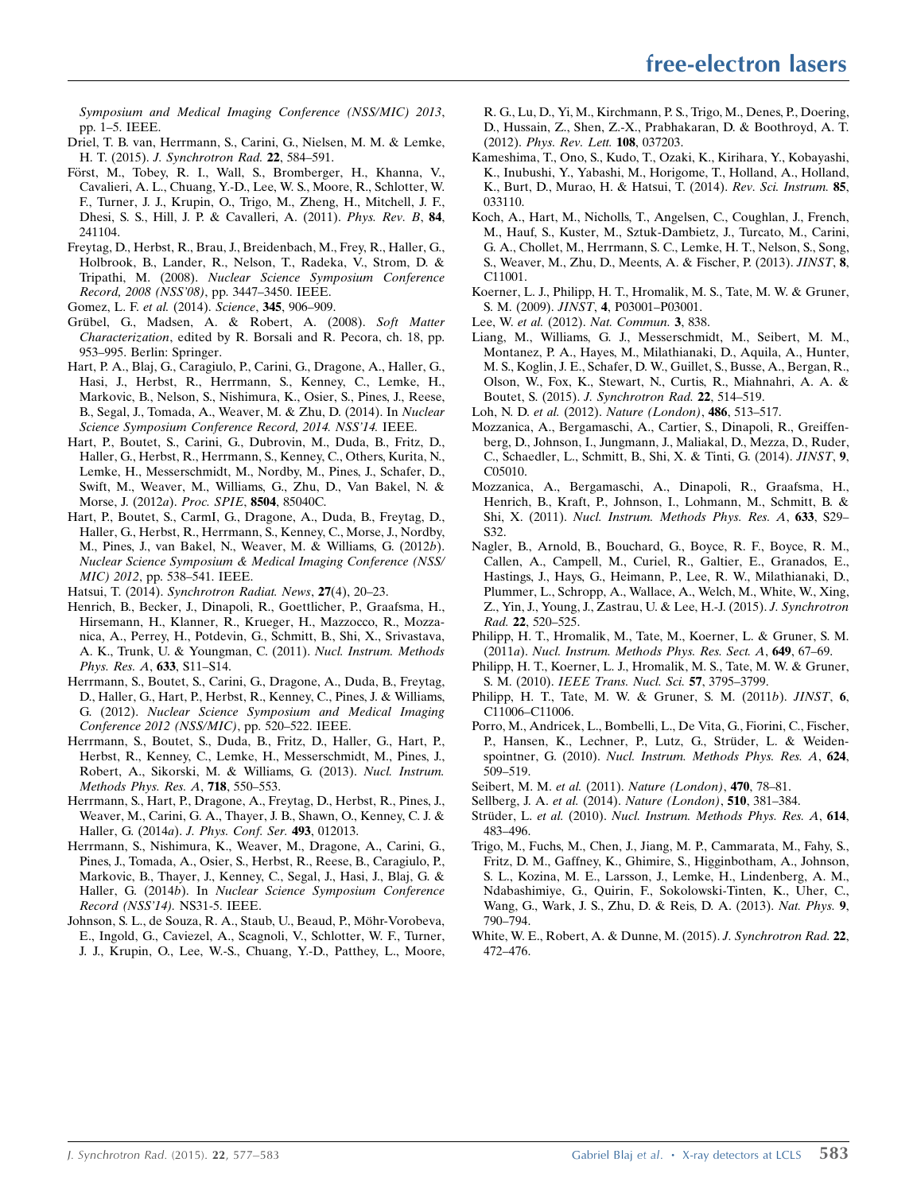Symposium and Medical Imaging Conference (NSS/MIC) 2013*, pp. 1–5. IEEE.

Driel, T. B. van, Herrmann, S., Carini, G., Nielsen, M. M. & Lemke, H. T. (2015). *J. Synchrotron Rad.* **22**, 584–591.

Först, M., Tobey, R. I., Wall, S., Bromberger, H., Khanna, V., Cavalieri, A. L., Chuang, Y.-D., Lee, W. S., Moore, R., Schlotter, W. F., Turner, J. J., Krupin, O., Trigo, M., Zheng, H., Mitchell, J. F., Dhesi, S. S., Hill, J. P. & Cavalleri, A. (2011). *Phys. Rev. B*, **84**, 241104.

Freytag, D., Herbst, R., Brau, J., Breidenbach, M., Frey, R., Haller, G., Holbrook, B., Lander, R., Nelson, T., Radeka, V., Strom, D. & Tripathi, M. (2008). *Nuclear Science Symposium Conference Record, 2008 (NSS'08)*, pp. 3447–3450. IEEE.

Gomez, L. F. *et al.* (2014). *Science*, **345**, 906–909.

Grübel, G., Madsen, A. & Robert, A. (2008). *Soft Matter Characterization*, edited by R. Borsali and R. Pecora, ch. 18, pp. 953–995. Berlin: Springer.

Hart, P. A., Blaj, G., Caragiulo, P., Carini, G., Dragone, A., Haller, G., Hasi, J., Herbst, R., Herrmann, S., Kenney, C., Lemke, H., Markovic, B., Nelson, S., Nishimura, K., Osier, S., Pines, J., Reese, B., Segal, J., Tomada, A., Weaver, M. & Zhu, D. (2014). In *Nuclear Science Symposium Conference Record, 2014. NSS'14.* IEEE.

Hart, P., Boutet, S., Carini, G., Dubrovin, M., Duda, B., Fritz, D., Haller, G., Herbst, R., Herrmann, S., Kenney, C., Others, Kurita, N., Lemke, H., Messerschmidt, M., Nordby, M., Pines, J., Schafer, D., Swift, M., Weaver, M., Williams, G., Zhu, D., Van Bakel, N. & Morse, J. (2012*a*). *Proc. SPIE*, **8504**, 85040C.

Hart, P., Boutet, S., CarmI, G., Dragone, A., Duda, B., Freytag, D., Haller, G., Herbst, R., Herrmann, S., Kenney, C., Morse, J., Nordby, M., Pines, J., van Bakel, N., Weaver, M. & Williams, G. (2012*b*). *Nuclear Science Symposium & Medical Imaging Conference (NSS/MIC) 2012*, pp. 538–541. IEEE.

Hatsui, T. (2014). *Synchrotron Radiat. News*, **27**(4), 20–23.

Henrich, B., Becker, J., Dinapoli, R., Goettlicher, P., Graafsma, H., Hirsemann, H., Klanner, R., Krueger, H., Mazzocco, R., Mozzanica, A., Perrey, H., Potdevin, G., Schmitt, B., Shi, X., Srivastava, A. K., Trunk, U. & Youngman, C. (2011). *Nucl. Instrum. Methods Phys. Res. A*, **633**, S11–S14.

Herrmann, S., Boutet, S., Carini, G., Dragone, A., Duda, B., Freytag, D., Haller, G., Hart, P., Herbst, R., Kenney, C., Pines, J. & Williams, G. (2012). *Nuclear Science Symposium and Medical Imaging Conference 2012 (NSS/MIC)*, pp. 520–522. IEEE.

Herrmann, S., Boutet, S., Duda, B., Fritz, D., Haller, G., Hart, P., Herbst, R., Kenney, C., Lemke, H., Messerschmidt, M., Pines, J., Robert, A., Sikorski, M. & Williams, G. (2013). *Nucl. Instrum. Methods Phys. Res. A*, **718**, 550–553.

Herrmann, S., Hart, P., Dragone, A., Freytag, D., Herbst, R., Pines, J., Weaver, M., Carini, G. A., Thayer, J. B., Shawn, O., Kenney, C. J. & Haller, G. (2014*a*). *J. Phys. Conf. Ser.* **493**, 012013.

Herrmann, S., Nishimura, K., Weaver, M., Dragone, A., Carini, G., Pines, J., Tomada, A., Osier, S., Herbst, R., Reese, B., Caragiulo, P., Markovic, B., Thayer, J., Kenney, C., Segal, J., Hasi, J., Blaj, G. & Haller, G. (2014*b*). In *Nuclear Science Symposium Conference Record (NSS'14).* NS31-5. IEEE.

Johnson, S. L., de Souza, R. A., Staub, U., Beaud, P., Möhr-Vorobeva, E., Ingold, G., Caviezel, A., Scagnoli, V., Schlotter, W. F., Turner, J. J., Krupin, O., Lee, W.-S., Chuang, Y.-D., Patthey, L., Moore, R. G., Lu, D., Yi, M., Kirchmann, P. S., Trigo, M., Denes, P., Doering, D., Hussain, Z., Shen, Z.-X., Prabhakaran, D. & Boothroyd, A. T. (2012). *Phys. Rev. Lett.* **108**, 037203.

Kameshima, T., Ono, S., Kudo, T., Ozaki, K., Kirihara, Y., Kobayashi, K., Inubushi, Y., Yabashi, M., Horigome, T., Holland, A., Holland, K., Burt, D., Murao, H. & Hatsui, T. (2014). *Rev. Sci. Instrum.* **85**, 033110.

Koch, A., Hart, M., Nicholls, T., Angelsen, C., Coughlan, J., French, M., Hauf, S., Kuster, M., Sztuk-Dambietz, J., Turcato, M., Carini, G. A., Chollet, M., Herrmann, S. C., Lemke, H. T., Nelson, S., Song, S., Weaver, M., Zhu, D., Meents, A. & Fischer, P. (2013). *JINST*, **8**, C11001.

Koerner, L. J., Philipp, H. T., Hromalik, M. S., Tate, M. W. & Gruner, S. M. (2009). *JINST*, **4**, P03001–P03001.

Lee, W. *et al.* (2012). *Nat. Commun.* **3**, 838.

Liang, M., Williams, G. J., Messerschmidt, M., Seibert, M. M., Montanez, P. A., Hayes, M., Milathianaki, D., Aquila, A., Hunter, M. S., Koglin, J. E., Schafer, D. W., Guillet, S., Busse, A., Bergan, R., Olson, W., Fox, K., Stewart, N., Curtis, R., Miahnahri, A. A. & Boutet, S. (2015). *J. Synchrotron Rad.* **22**, 514–519.

Loh, N. D. *et al.* (2012). *Nature (London)*, **486**, 513–517.

Mozzanica, A., Bergamaschi, A., Cartier, S., Dinapoli, R., Greiffenberg, D., Johnson, I., Jungmann, J., Maliakal, D., Mezza, D., Ruder, C., Schaedler, L., Schmitt, B., Shi, X. & Tinti, G. (2014). *JINST*, **9**, C05010.

Mozzanica, A., Bergamaschi, A., Dinapoli, R., Graafsma, H., Henrich, B., Kraft, P., Johnson, I., Lohmann, M., Schmitt, B. & Shi, X. (2011). *Nucl. Instrum. Methods Phys. Res. A*, **633**, S29–S32.

Nagler, B., Arnold, B., Bouchard, G., Boyce, R. F., Boyce, R. M., Callen, A., Campell, M., Curiel, R., Galtier, E., Granados, E., Hastings, J., Hays, G., Heimann, P., Lee, R. W., Milathianaki, D., Plummer, L., Schropp, A., Wallace, A., Welch, M., White, W., Xing, Z., Yin, J., Young, J., Zastrau, U. & Lee, H.-J. (2015). *J. Synchrotron Rad.* **22**, 520–525.

Philipp, H. T., Hromalik, M., Tate, M., Koerner, L. & Gruner, S. M. (2011*a*). *Nucl. Instrum. Methods Phys. Res. Sect. A*, **649**, 67–69.

Philipp, H. T., Koerner, L. J., Hromalik, M. S., Tate, M. W. & Gruner, S. M. (2010). *IEEE Trans. Nucl. Sci.* **57**, 3795–3799.

Philipp, H. T., Tate, M. W. & Gruner, S. M. (2011*b*). *JINST*, **6**, C11006–C11006.

Porro, M., Andricek, L., Bombelli, L., De Vita, G., Fiorini, C., Fischer, P., Hansen, K., Lechner, P., Lutz, G., Strüder, L. & Weidenspointner, G. (2010). *Nucl. Instrum. Methods Phys. Res. A*, **624**, 509–519.

Seibert, M. M. *et al.* (2011). *Nature (London)*, **470**, 78–81.

Sellberg, J. A. *et al.* (2014). *Nature (London)*, **510**, 381–384.

Strüder, L. *et al.* (2010). *Nucl. Instrum. Methods Phys. Res. A*, **614**, 483–496.

Trigo, M., Fuchs, M., Chen, J., Jiang, M. P., Cammarata, M., Fahy, S., Fritz, D. M., Gaffney, K., Ghimire, S., Higginbotham, A., Johnson, S. L., Kozina, M. E., Larsson, J., Lemke, H., Lindenberg, A. M., Ndabashimiye, G., Quirin, F., Sokolowski-Tinten, K., Uher, C., Wang, G., Wark, J. S., Zhu, D. & Reis, D. A. (2013). *Nat. Phys.* **9**, 790–794.

White, W. E., Robert, A. & Dunne, M. (2015). *J. Synchrotron Rad.* **22**, 472–476.